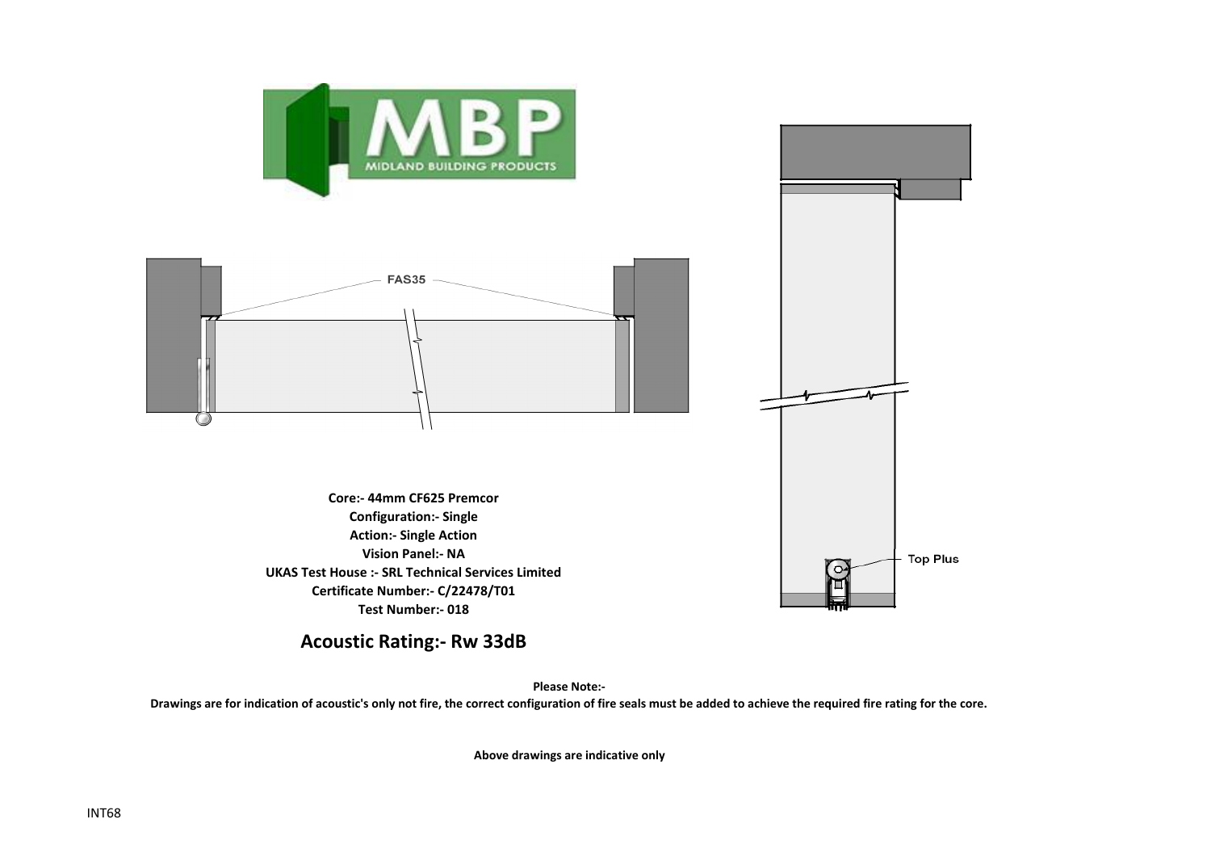MIDLAND BUILDING PRODUCTS

FAS35

Top Plus

**Core:- 44mm CF625 Premcor**
**Configuration:- Single**
**Action:- Single Action**
**Vision Panel:- NA**
**UKAS Test House :- SRL Technical Services Limited**
**Certificate Number:- C/22478/T01**
**Test Number:- 018**

## Acoustic Rating:- Rw 33dB

**Please Note:-**

**Drawings are for indication of acoustic's only not fire, the correct configuration of fire seals must be added to achieve the required fire rating for the core.**

**Above drawings are indicative only**

INT68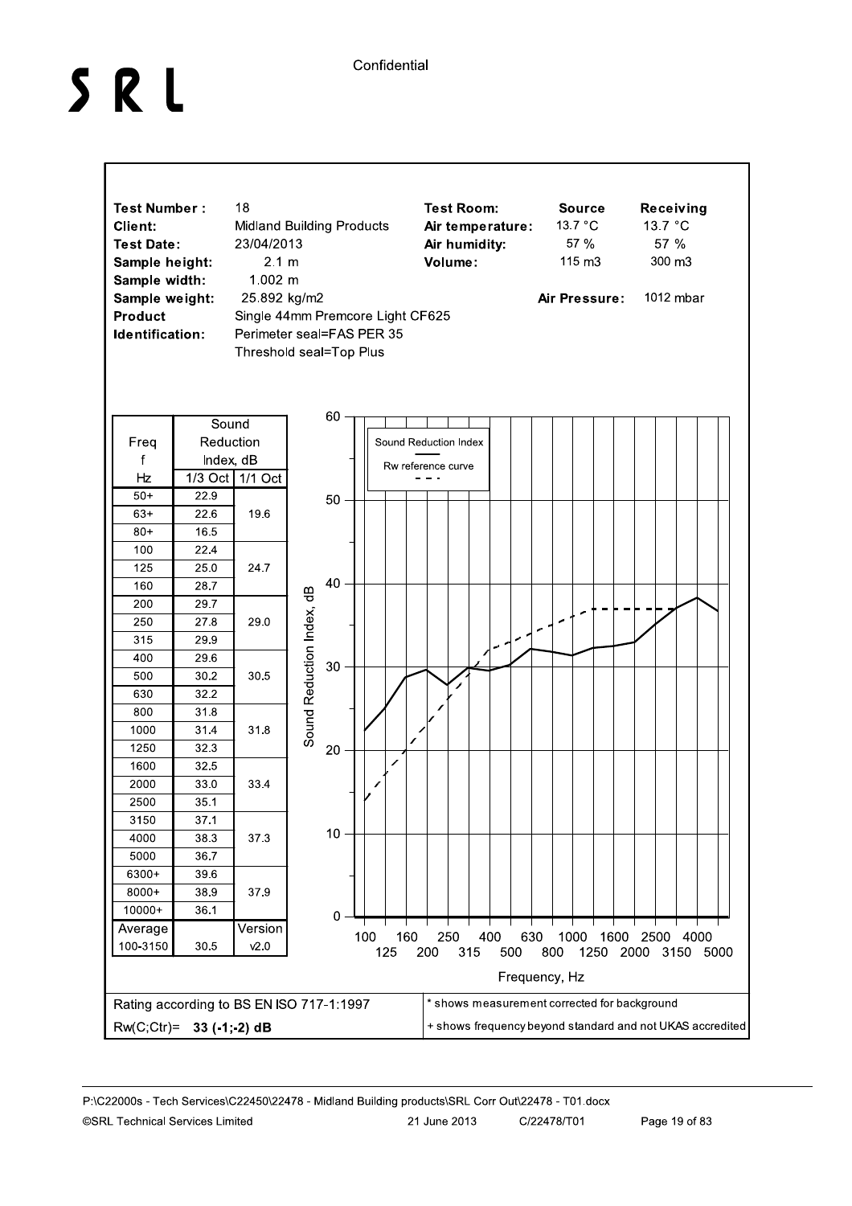SRL

Confidential

| | | | | | |
|---|---|---|---|---|---|
| **Test Number :** | 18 | **Test Room:** | **Source** | **Receiving** |
| **Client:** | Midland Building Products | **Air temperature:** | 13.7 °C | 13.7 °C |
| **Test Date:** | 23/04/2013 | **Air humidity:** | 57 % | 57 % |
| **Sample height:** | 2.1 m | **Volume:** | 115 m3 | 300 m3 |
| **Sample width:** | 1.002 m | | | |
| **Sample weight:** | 25.892 kg/m2 | **Air Pressure:** | | 1012 mbar |
| **Product Identification:** | Single 44mm Premcore Light CF625<br>Perimeter seal=FAS PER 35<br>Threshold seal=Top Plus | | | |

| Freq f Hz | Sound Reduction Index, dB 1/3 Oct | 1/1 Oct |
|---|---|---|
| 50+ | 22.9 | |
| 63+ | 22.6 | 19.6 |
| 80+ | 16.5 | |
| 100 | 22.4 | |
| 125 | 25.0 | 24.7 |
| 160 | 28.7 | |
| 200 | 29.7 | |
| 250 | 27.8 | 29.0 |
| 315 | 29.9 | |
| 400 | 29.6 | |
| 500 | 30.2 | 30.5 |
| 630 | 32.2 | |
| 800 | 31.8 | |
| 1000 | 31.4 | 31.8 |
| 1250 | 32.3 | |
| 1600 | 32.5 | |
| 2000 | 33.0 | 33.4 |
| 2500 | 35.1 | |
| 3150 | 37.1 | |
| 4000 | 38.3 | 37.3 |
| 5000 | 36.7 | |
| 6300+ | 39.6 | |
| 8000+ | 38.9 | 37.9 |
| 10000+ | 36.1 | |
| Average 100-3150 | 30.5 | Version v2.0 |

Sound Reduction Index
Rw reference curve

Sound Reduction Index, dB

0
10
20
30
40
50
60

100 125 160 200 250 315 400 500 630 800 1000 1250 1600 2000 2500 3150 4000 5000

Frequency, Hz

Rating according to BS EN ISO 717-1:1997

Rw(C;Ctr)= **33 (-1;-2) dB**

\* shows measurement corrected for background

+ shows frequency beyond standard and not UKAS accredited

P:\C22000s - Tech Services\C22450\22478 - Midland Building products\SRL Corr Out\22478 - T01.docx
©SRL Technical Services Limited 21 June 2013 C/22478/T01